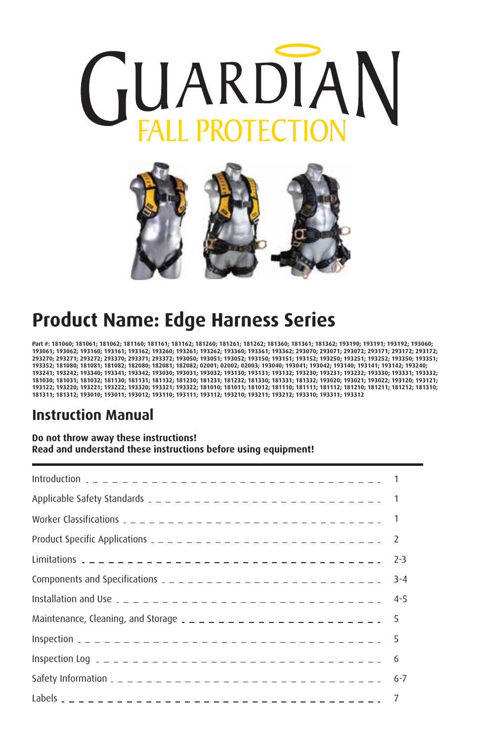# GUARDIAN FALL PROTECTION

## Product Name: Edge Harness Series

**Part #: 181060; 181061; 181062; 181160; 181161; 181162; 181260; 181261; 181262; 181360; 181361; 181362; 193190; 193191; 193192; 193060; 193061; 193062; 193160; 193161; 193162; 193260; 193261; 193262; 193360; 193361; 193362; 293070; 293071; 293072; 293171; 293172; 293172; 293270; 293271; 293272; 293370; 293371; 293372; 193050; 193051; 193052; 193150; 193151; 193152; 193250; 193251; 193252; 193350; 193351; 193352; 181080; 181081; 181082; 182080; 182081; 182082; 02001; 02002; 02003; 193040; 193041; 193042; 193140; 193141; 193142; 193240; 193241; 193242; 193340; 193341; 193342; 193030; 193031; 193032; 193130; 193131; 193132; 193230; 193231; 193232; 193330; 193331; 193332; 181030; 181031; 181032; 181130; 181131; 181132; 181230; 181231; 181232; 181330; 181331; 181332; 193020; 193021; 193022; 193120; 193121; 193122; 193220; 193221; 193222; 193320; 193321; 193322; 181010; 181011; 181012; 181110; 181111; 181112; 181210; 181211; 181212; 181310; 181311; 181312; 193010; 193011; 193012; 193110; 193111; 193112; 193210; 193211; 193212; 193310; 193311; 193312**

## Instruction Manual

**Do not throw away these instructions!**
**Read and understand these instructions before using equipment!**

| | |
|---|---|
| Introduction | 1 |
| Applicable Safety Standards | 1 |
| Worker Classifications | 1 |
| Product Specific Applications | 2 |
| Limitations | 2-3 |
| Components and Specifications | 3-4 |
| Installation and Use | 4-5 |
| Maintenance, Cleaning, and Storage | 5 |
| Inspection | 5 |
| Inspection Log | 6 |
| Safety Information | 6-7 |
| Labels | 7 |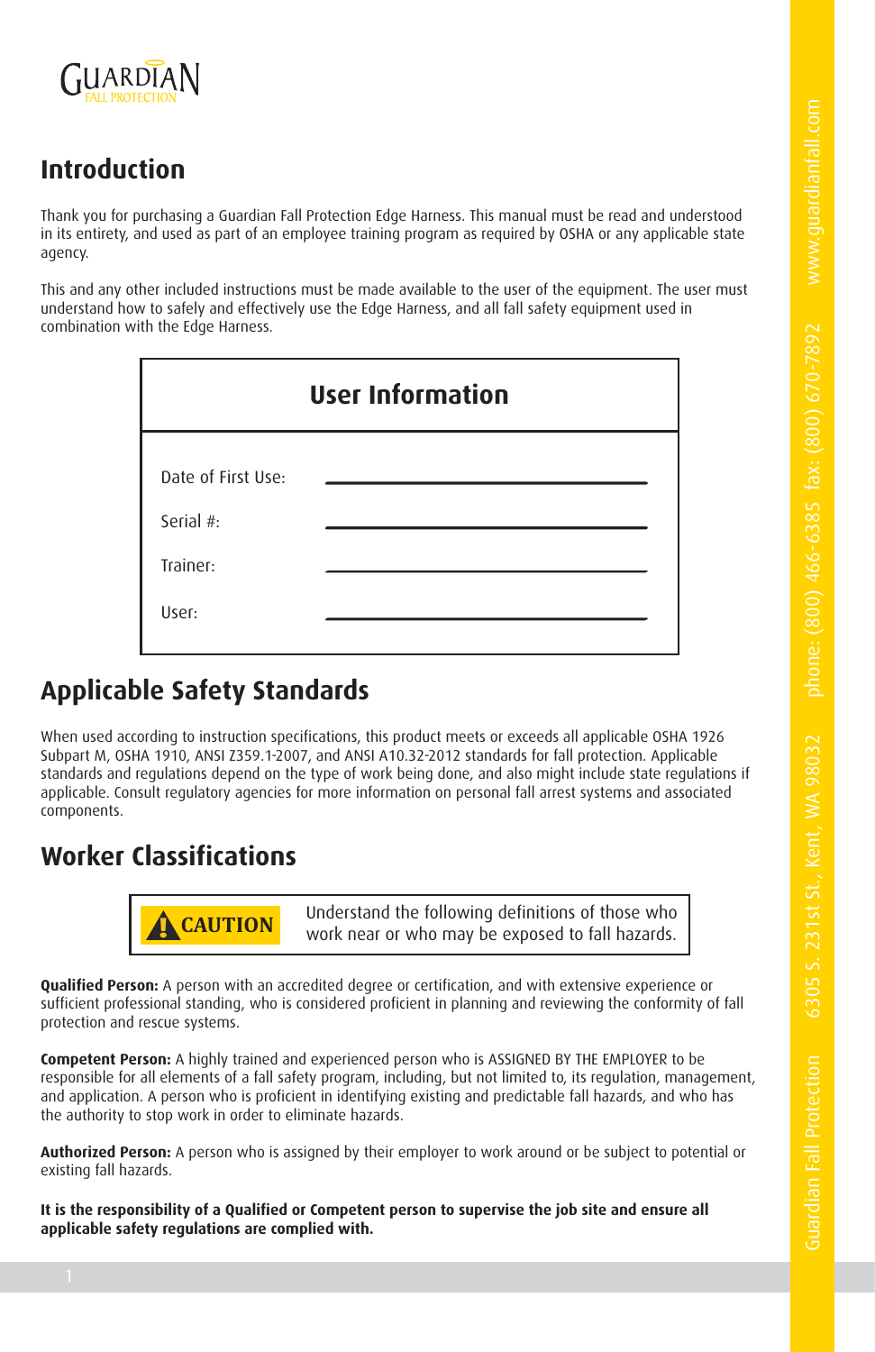# Introduction

Thank you for purchasing a Guardian Fall Protection Edge Harness. This manual must be read and understood in its entirety, and used as part of an employee training program as required by OSHA or any applicable state agency.

This and any other included instructions must be made available to the user of the equipment. The user must understand how to safely and effectively use the Edge Harness, and all fall safety equipment used in combination with the Edge Harness.

| User Information | |
| --- | --- |
| Date of First Use: | ______________________ |
| Serial #: | ______________________ |
| Trainer: | ______________________ |
| User: | ______________________ |

## Applicable Safety Standards

When used according to instruction specifications, this product meets or exceeds all applicable OSHA 1926 Subpart M, OSHA 1910, ANSI Z359.1-2007, and ANSI A10.32-2012 standards for fall protection. Applicable standards and regulations depend on the type of work being done, and also might include state regulations if applicable. Consult regulatory agencies for more information on personal fall arrest systems and associated components.

## Worker Classifications

**⚠ CAUTION** Understand the following definitions of those who work near or who may be exposed to fall hazards.

**Qualified Person:** A person with an accredited degree or certification, and with extensive experience or sufficient professional standing, who is considered proficient in planning and reviewing the conformity of fall protection and rescue systems.

**Competent Person:** A highly trained and experienced person who is ASSIGNED BY THE EMPLOYER to be responsible for all elements of a fall safety program, including, but not limited to, its regulation, management, and application. A person who is proficient in identifying existing and predictable fall hazards, and who has the authority to stop work in order to eliminate hazards.

**Authorized Person:** A person who is assigned by their employer to work around or be subject to potential or existing fall hazards.

**It is the responsibility of a Qualified or Competent person to supervise the job site and ensure all applicable safety regulations are complied with.**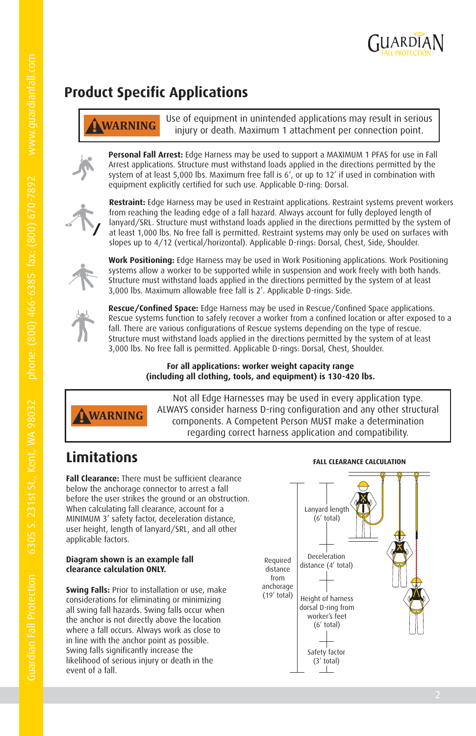## Product Specific Applications

**WARNING** Use of equipment in unintended applications may result in serious injury or death. Maximum 1 attachment per connection point.

**Personal Fall Arrest:** Edge Harness may be used to support a MAXIMUM 1 PFAS for use in Fall Arrest applications. Structure must withstand loads applied in the directions permitted by the system of at least 5,000 lbs. Maximum free fall is 6', or up to 12' if used in combination with equipment explicitly certified for such use. Applicable D-ring: Dorsal.

**Restraint:** Edge Harness may be used in Restraint applications. Restraint systems prevent workers from reaching the leading edge of a fall hazard. Always account for fully deployed length of lanyard/SRL. Structure must withstand loads applied in the directions permitted by the system of at least 1,000 lbs. No free fall is permitted. Restraint systems may only be used on surfaces with slopes up to 4/12 (vertical/horizontal). Applicable D-rings: Dorsal, Chest, Side, Shoulder.

**Work Positioning:** Edge Harness may be used in Work Positioning applications. Work Positioning systems allow a worker to be supported while in suspension and work freely with both hands. Structure must withstand loads applied in the directions permitted by the system of at least 3,000 lbs. Maximum allowable free fall is 2'. Applicable D-rings: Side.

**Rescue/Confined Space:** Edge Harness may be used in Rescue/Confined Space applications. Rescue systems function to safely recover a worker from a confined location or after exposed to a fall. There are various configurations of Rescue systems depending on the type of rescue. Structure must withstand loads applied in the directions permitted by the system of at least 3,000 lbs. No free fall is permitted. Applicable D-rings: Dorsal, Chest, Shoulder.

**For all applications: worker weight capacity range (including all clothing, tools, and equipment) is 130-420 lbs.**

**WARNING** Not all Edge Harnesses may be used in every application type. ALWAYS consider harness D-ring configuration and any other structural components. A Competent Person MUST make a determination regarding correct harness application and compatibility.

## Limitations

**Fall Clearance:** There must be sufficient clearance below the anchorage connector to arrest a fall before the user strikes the ground or an obstruction. When calculating fall clearance, account for a MINIMUM 3' safety factor, deceleration distance, user height, length of lanyard/SRL, and all other applicable factors.

**Diagram shown is an example fall clearance calculation ONLY.**

**Swing Falls:** Prior to installation or use, make considerations for eliminating or minimizing all swing fall hazards. Swing falls occur when the anchor is not directly above the location where a fall occurs. Always work as close to in line with the anchor point as possible. Swing falls significantly increase the likelihood of serious injury or death in the event of a fall.

**FALL CLEARANCE CALCULATION**

Required distance from anchorage (19' total)

- Lanyard length (6' total)
- Deceleration distance (4' total)
- Height of harness dorsal D-ring from worker's feet (6' total)
- Safety factor (3' total)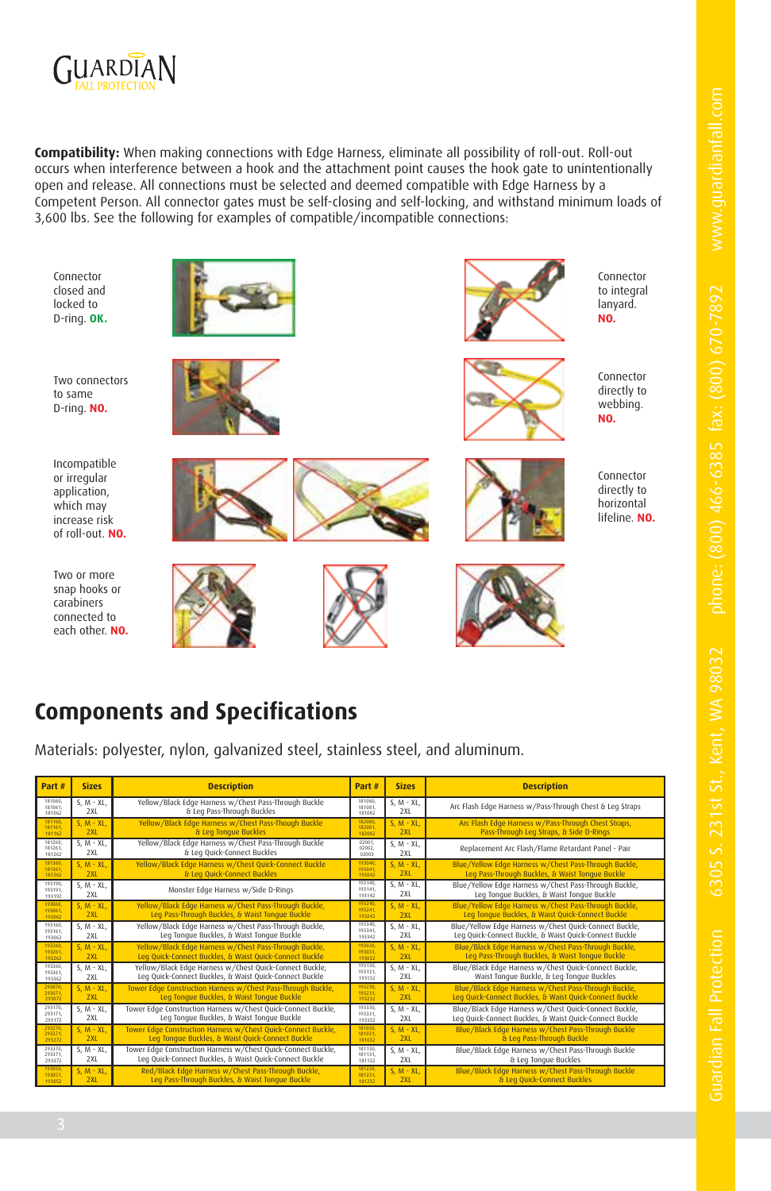**Compatibility:** When making connections with Edge Harness, eliminate all possibility of roll-out. Roll-out occurs when interference between a hook and the attachment point causes the hook gate to unintentionally open and release. All connections must be selected and deemed compatible with Edge Harness by a Competent Person. All connector gates must be self-closing and self-locking, and withstand minimum loads of 3,600 lbs. See the following for examples of compatible/incompatible connections:

Connector closed and locked to D-ring. **OK.**

Connector to integral lanyard. **NO.**

Two connectors to same D-ring. **NO.**

Connector directly to webbing. **NO.**

Incompatible or irregular application, which may increase risk of roll-out. **NO.**

Connector directly to horizontal lifeline. **NO.**

Two or more snap hooks or carabiners connected to each other. **NO.**

## Components and Specifications

Materials: polyester, nylon, galvanized steel, stainless steel, and aluminum.

| Part # | Sizes | Description | Part # | Sizes | Description |
|---|---|---|---|---|---|
| 181060, 181061, 181062 | S, M - XL, 2XL | Yellow/Black Edge Harness w/Chest Pass-Through Buckle & Leg Pass-Through Buckles | 181080, 181081, 181082 | S, M - XL, 2XL | Arc Flash Edge Harness w/Pass-Through Chest & Leg Straps |
| 181160, 181161, 181162 | S, M - XL, 2XL | Yellow/Black Edge Harness w/Chest Pass-Though Buckle & Leg Tongue Buckles | 182080, 182081, 182082 | S, M - XL, 2XL | Arc Flash Edge Harness w/Pass-Through Chest Straps, Pass-Through Leg Straps, & Side D-Rings |
| 181260, 181261, 181262 | S, M - XL, 2XL | Yellow/Black Edge Harness w/Chest Pass-Through Buckle & Leg Quick-Connect Buckles | 02001, 02002, 02003 | S, M - XL, 2XL | Replacement Arc Flash/Flame Retardant Panel - Pair |
| 181360, 181361, 181362 | S, M - XL, 2XL | Yellow/Black Edge Harness w/Chest Quick-Connect Buckle & Leg Quick-Connect Buckles | 193040, 193041, 193042 | S, M - XL, 2XL | Blue/Yellow Edge Harness w/Chest Pass-Through Buckle, Leg Pass-Through Buckles, & Waist Tongue Buckle |
| 193190, 193191, 193192 | S, M - XL, 2XL | Monster Edge Harness w/Side D-Rings | 193140, 193141, 193142 | S, M - XL, 2XL | Blue/Yellow Edge Harness w/Chest Pass-Through Buckle, Leg Tongue Buckles, & Waist Tongue Buckle |
| 193060, 193061, 193062 | S, M - XL, 2XL | Yellow/Black Edge Harness w/Chest Pass-Through Buckle, Leg Pass-Through Buckles, & Waist Tongue Buckle | 193240, 193241, 193242 | S, M - XL, 2XL | Blue/Yellow Edge Harness w/Chest Pass-Through Buckle, Leg Tongue Buckles, & Waist Quick-Connect Buckle |
| 193160, 193161, 193162 | S, M - XL, 2XL | Yellow/Black Edge Harness w/Chest Pass-Through Buckle, Leg Tongue Buckles, & Waist Tongue Buckle | 193340, 193341, 193342 | S, M - XL, 2XL | Blue/Yellow Edge Harness w/Chest Quick-Connect Buckle, Leg Quick-Connect Buckle, & Waist Quick-Connect Buckle |
| 193260, 193261, 193262 | S, M - XL, 2XL | Yellow/Black Edge Harness w/Chest Pass-Through Buckle, Leg Quick-Connect Buckles, & Waist Quick-Connect Buckle | 193030, 193031, 193032 | S, M - XL, 2XL | Blue/Black Edge Harness w/Chest Pass-Through Buckle, Leg Pass-Through Buckles, & Waist Tongue Buckle |
| 193360, 193361, 193362 | S, M - XL, 2XL | Yellow/Black Edge Harness w/Chest Quick-Connect Buckle, Leg Quick-Connect Buckles, & Waist Quick-Connect Buckle | 193130, 193131, 193132 | S, M - XL, 2XL | Blue/Black Edge Harness w/Chest Quick-Connect Buckle, Waist Tongue Buckle, & Leg Tongue Buckles |
| 293070, 293071, 293072 | S, M - XL, 2XL | Tower Edge Construction Harness w/Chest Pass-Through Buckle, Leg Tongue Buckles, & Waist Tongue Buckle | 193230, 193231, 193232 | S, M - XL, 2XL | Blue/Black Edge Harness w/Chest Pass-Through Buckle, Leg Quick-Connect Buckles, & Waist Quick-Connect Buckle |
| 293170, 293171, 293172 | S, M - XL, 2XL | Tower Edge Construction Harness w/Chest Quick-Connect Buckle, Leg Tongue Buckles, & Waist Tongue Buckle | 193330, 193331, 193332 | S, M - XL, 2XL | Blue/Black Edge Harness w/Chest Quick-Connect Buckle, Leg Quick-Connect Buckles, & Waist Quick-Connect Buckle |
| 293270, 293271, 293272 | S, M - XL, 2XL | Tower Edge Construction Harness w/Chest Quick-Connect Buckle, Leg Tongue Buckles, & Waist Quick-Connect Buckle | 181030, 181031, 181032 | S, M - XL, 2XL | Blue/Black Edge Harness w/Chest Pass-Through Buckle & Leg Pass-Through Buckle |
| 293370, 293371, 293372 | S, M - XL, 2XL | Tower Edge Construction Harness w/Chest Quick-Connect Buckle, Leg Quick-Connect Buckles, & Waist Quick-Connect Buckle | 181130, 181131, 181132 | S, M - XL, 2XL | Blue/Black Edge Harness w/Chest Pass-Through Buckle & Leg Tongue Buckles |
| 193050, 193051, 193052 | S, M - XL, 2XL | Red/Black Edge Harness w/Chest Pass-Through Buckle, Leg Pass-Through Buckles, & Waist Tongue Buckle | 181230, 181231, 181232 | S, M - XL, 2XL | Blue/Black Edge Harness w/Chest Pass-Through Buckle & Leg Quick-Connect Buckles |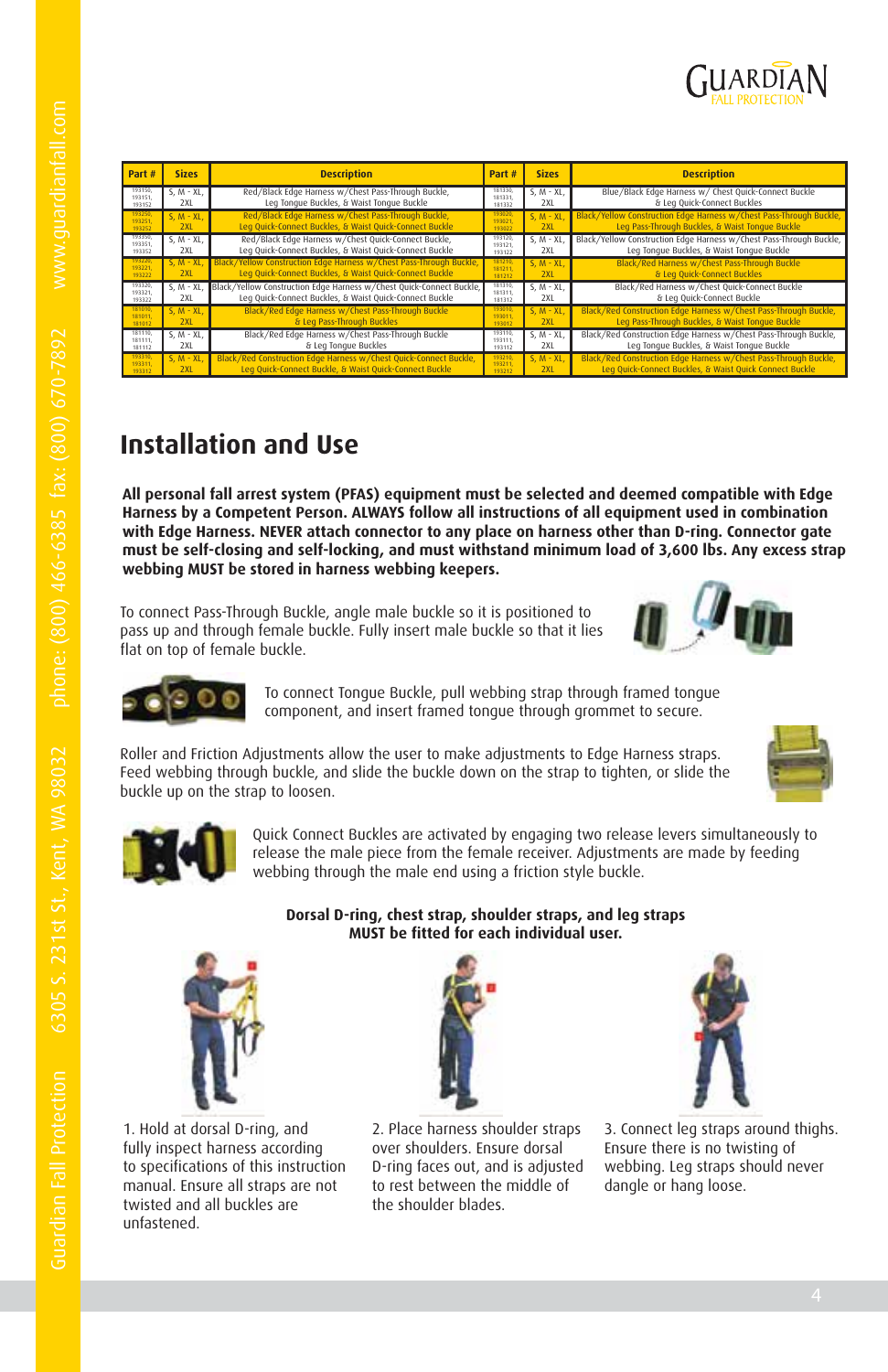| Part # | Sizes | Description | Part # | Sizes | Description |
|---|---|---|---|---|---|
| 193150, 193151, 193152 | S, M - XL, 2XL | Red/Black Edge Harness w/Chest Pass-Through Buckle, Leg Tongue Buckles, & Waist Tongue Buckle | 181330, 181331, 181332 | S, M - XL, 2XL | Blue/Black Edge Harness w/ Chest Quick-Connect Buckle & Leg Quick-Connect Buckles |
| 193250, 193251, 193252 | S, M - XL, 2XL | Red/Black Edge Harness w/Chest Pass-Through Buckle, Leg Quick-Connect Buckles, & Waist Quick-Connect Buckle | 193020, 193021, 193022 | S, M - XL, 2XL | Black/Yellow Construction Edge Harness w/Chest Pass-Through Buckle, Leg Pass-Through Buckles, & Waist Tongue Buckle |
| 193350, 193351, 193352 | S, M - XL, 2XL | Red/Black Edge Harness w/Chest Quick-Connect Buckle, Leg Quick-Connect Buckles, & Waist Quick-Connect Buckle | 193120, 193121, 193122 | S, M - XL, 2XL | Black/Yellow Construction Edge Harness w/Chest Pass-Through Buckle, Leg Tongue Buckles, & Waist Tongue Buckle |
| 193220, 193221, 193222 | S, M - XL, 2XL | Black/Yellow Construction Edge Harness w/Chest Pass-Through Buckle, Leg Quick-Connect Buckles, & Waist Quick-Connect Buckle | 181210, 181211, 181212 | S, M - XL, 2XL | Black/Red Harness w/Chest Pass-Through Buckle & Leg Quick-Connect Buckles |
| 193320, 193321, 193322 | S, M - XL, 2XL | Black/Yellow Construction Edge Harness w/Chest Quick-Connect Buckle, Leg Quick-Connect Buckles, & Waist Quick-Connect Buckle | 181310, 181311, 181312 | S, M - XL, 2XL | Black/Red Harness w/Chest Quick-Connect Buckle & Leg Quick-Connect Buckle |
| 181010, 181011, 181012 | S, M - XL, 2XL | Black/Red Edge Harness w/Chest Pass-Through Buckle & Leg Pass-Through Buckles | 193010, 193011, 193012 | S, M - XL, 2XL | Black/Red Construction Edge Harness w/Chest Pass-Through Buckle, Leg Pass-Through Buckles, & Waist Tongue Buckle |
| 181110, 181111, 181112 | S, M - XL, 2XL | Black/Red Edge Harness w/Chest Pass-Through Buckle & Leg Tongue Buckles | 193110, 193111, 193112 | S, M - XL, 2XL | Black/Red Construction Edge Harness w/Chest Pass-Through Buckle, Leg Tongue Buckles, & Waist Tongue Buckle |
| 193310, 193311, 193312 | S, M - XL, 2XL | Black/Red Construction Edge Harness w/Chest Quick-Connect Buckle, Leg Quick-Connect Buckle, & Waist Quick-Connect Buckle | 193210, 193211, 193212 | S, M - XL, 2XL | Black/Red Construction Edge Harness w/Chest Pass-Through Buckle, Leg Quick-Connect Buckles, & Waist Quick Connect Buckle |

# Installation and Use

**All personal fall arrest system (PFAS) equipment must be selected and deemed compatible with Edge Harness by a Competent Person. ALWAYS follow all instructions of all equipment used in combination with Edge Harness. NEVER attach connector to any place on harness other than D-ring. Connector gate must be self-closing and self-locking, and must withstand minimum load of 3,600 lbs. Any excess strap webbing MUST be stored in harness webbing keepers.**

To connect Pass-Through Buckle, angle male buckle so it is positioned to pass up and through female buckle. Fully insert male buckle so that it lies flat on top of female buckle.

To connect Tongue Buckle, pull webbing strap through framed tongue component, and insert framed tongue through grommet to secure.

Roller and Friction Adjustments allow the user to make adjustments to Edge Harness straps. Feed webbing through buckle, and slide the buckle down on the strap to tighten, or slide the buckle up on the strap to loosen.

Quick Connect Buckles are activated by engaging two release levers simultaneously to release the male piece from the female receiver. Adjustments are made by feeding webbing through the male end using a friction style buckle.

**Dorsal D-ring, chest strap, shoulder straps, and leg straps MUST be fitted for each individual user.**

1. Hold at dorsal D-ring, and fully inspect harness according to specifications of this instruction manual. Ensure all straps are not twisted and all buckles are unfastened.

2. Place harness shoulder straps over shoulders. Ensure dorsal D-ring faces out, and is adjusted to rest between the middle of the shoulder blades.

3. Connect leg straps around thighs. Ensure there is no twisting of webbing. Leg straps should never dangle or hang loose.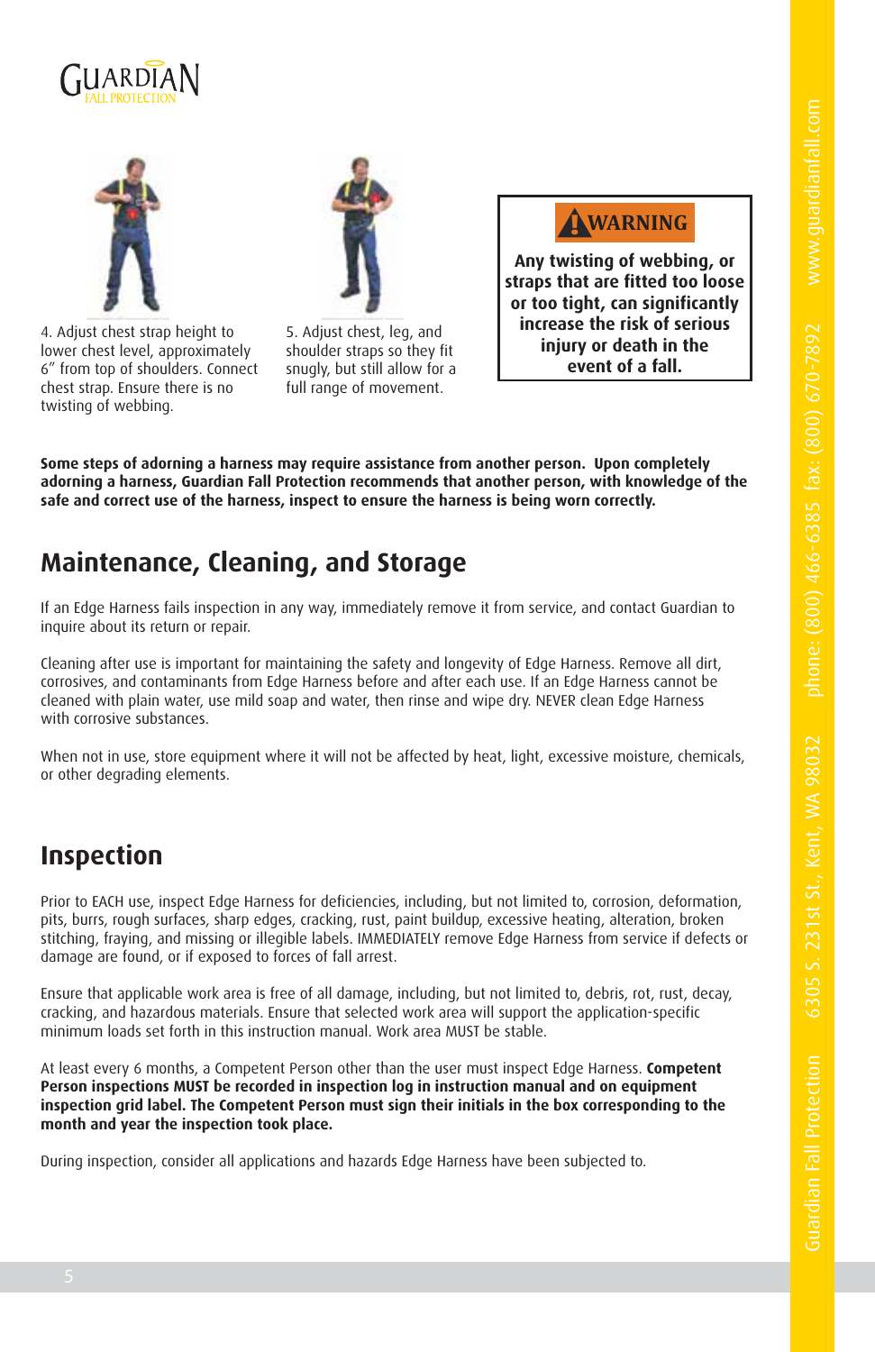4. Adjust chest strap height to lower chest level, approximately 6" from top of shoulders. Connect chest strap. Ensure there is no twisting of webbing.

5. Adjust chest, leg, and shoulder straps so they fit snugly, but still allow for a full range of movement.

**WARNING**

**Any twisting of webbing, or straps that are fitted too loose or too tight, can significantly increase the risk of serious injury or death in the event of a fall.**

**Some steps of adorning a harness may require assistance from another person. Upon completely adorning a harness, Guardian Fall Protection recommends that another person, with knowledge of the safe and correct use of the harness, inspect to ensure the harness is being worn correctly.**

## Maintenance, Cleaning, and Storage

If an Edge Harness fails inspection in any way, immediately remove it from service, and contact Guardian to inquire about its return or repair.

Cleaning after use is important for maintaining the safety and longevity of Edge Harness. Remove all dirt, corrosives, and contaminants from Edge Harness before and after each use. If an Edge Harness cannot be cleaned with plain water, use mild soap and water, then rinse and wipe dry. NEVER clean Edge Harness with corrosive substances.

When not in use, store equipment where it will not be affected by heat, light, excessive moisture, chemicals, or other degrading elements.

## Inspection

Prior to EACH use, inspect Edge Harness for deficiencies, including, but not limited to, corrosion, deformation, pits, burrs, rough surfaces, sharp edges, cracking, rust, paint buildup, excessive heating, alteration, broken stitching, fraying, and missing or illegible labels. IMMEDIATELY remove Edge Harness from service if defects or damage are found, or if exposed to forces of fall arrest.

Ensure that applicable work area is free of all damage, including, but not limited to, debris, rot, rust, decay, cracking, and hazardous materials. Ensure that selected work area will support the application-specific minimum loads set forth in this instruction manual. Work area MUST be stable.

At least every 6 months, a Competent Person other than the user must inspect Edge Harness. **Competent Person inspections MUST be recorded in inspection log in instruction manual and on equipment inspection grid label. The Competent Person must sign their initials in the box corresponding to the month and year the inspection took place.**

During inspection, consider all applications and hazards Edge Harness have been subjected to.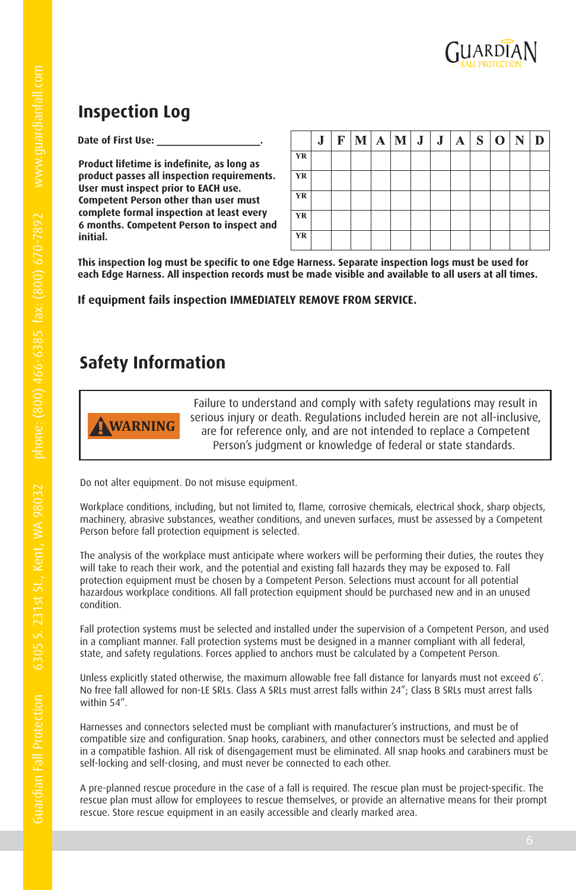## Inspection Log

**Date of First Use: ___________________.**

**Product lifetime is indefinite, as long as product passes all inspection requirements. User must inspect prior to EACH use. Competent Person other than user must complete formal inspection at least every 6 months. Competent Person to inspect and initial.**

| | J | F | M | A | M | J | J | A | S | O | N | D |
|---|---|---|---|---|---|---|---|---|---|---|---|---|
| YR | | | | | | | | | | | | |
| YR | | | | | | | | | | | | |
| YR | | | | | | | | | | | | |
| YR | | | | | | | | | | | | |
| YR | | | | | | | | | | | | |

**This inspection log must be specific to one Edge Harness. Separate inspection logs must be used for each Edge Harness. All inspection records must be made visible and available to all users at all times.**

**If equipment fails inspection IMMEDIATELY REMOVE FROM SERVICE.**

## Safety Information

**WARNING** Failure to understand and comply with safety regulations may result in serious injury or death. Regulations included herein are not all-inclusive, are for reference only, and are not intended to replace a Competent Person's judgment or knowledge of federal or state standards.

Do not alter equipment. Do not misuse equipment.

Workplace conditions, including, but not limited to, flame, corrosive chemicals, electrical shock, sharp objects, machinery, abrasive substances, weather conditions, and uneven surfaces, must be assessed by a Competent Person before fall protection equipment is selected.

The analysis of the workplace must anticipate where workers will be performing their duties, the routes they will take to reach their work, and the potential and existing fall hazards they may be exposed to. Fall protection equipment must be chosen by a Competent Person. Selections must account for all potential hazardous workplace conditions. All fall protection equipment should be purchased new and in an unused condition.

Fall protection systems must be selected and installed under the supervision of a Competent Person, and used in a compliant manner. Fall protection systems must be designed in a manner compliant with all federal, state, and safety regulations. Forces applied to anchors must be calculated by a Competent Person.

Unless explicitly stated otherwise, the maximum allowable free fall distance for lanyards must not exceed 6'. No free fall allowed for non-LE SRLs. Class A SRLs must arrest falls within 24"; Class B SRLs must arrest falls within 54".

Harnesses and connectors selected must be compliant with manufacturer's instructions, and must be of compatible size and configuration. Snap hooks, carabiners, and other connectors must be selected and applied in a compatible fashion. All risk of disengagement must be eliminated. All snap hooks and carabiners must be self-locking and self-closing, and must never be connected to each other.

A pre-planned rescue procedure in the case of a fall is required. The rescue plan must be project-specific. The rescue plan must allow for employees to rescue themselves, or provide an alternative means for their prompt rescue. Store rescue equipment in an easily accessible and clearly marked area.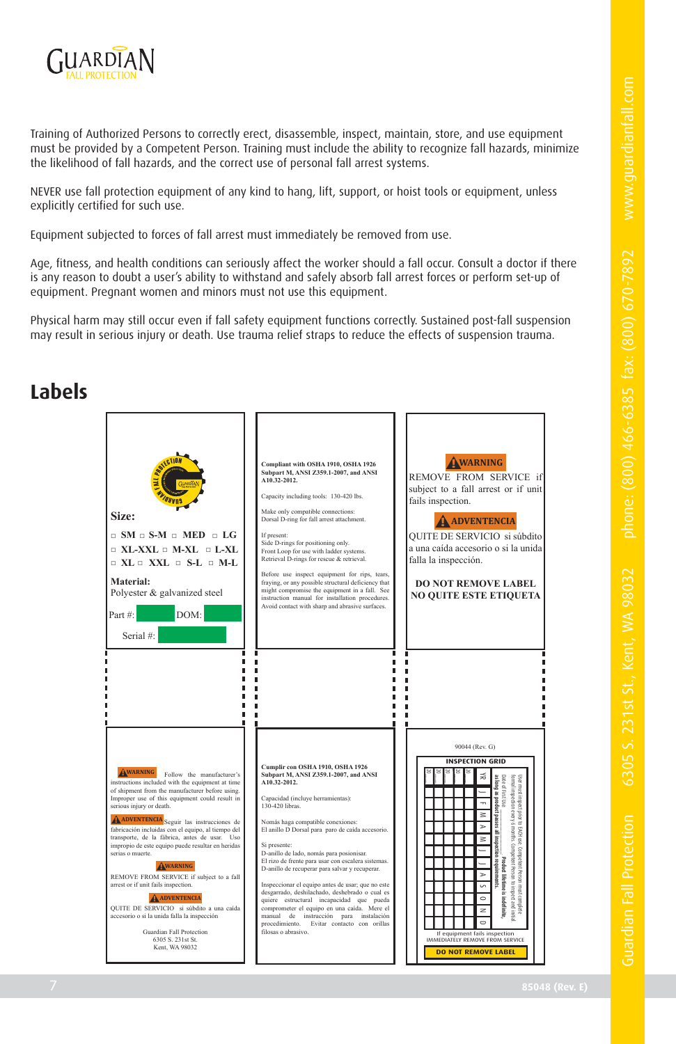Training of Authorized Persons to correctly erect, disassemble, inspect, maintain, store, and use equipment must be provided by a Competent Person. Training must include the ability to recognize fall hazards, minimize the likelihood of fall hazards, and the correct use of personal fall arrest systems.

NEVER use fall protection equipment of any kind to hang, lift, support, or hoist tools or equipment, unless explicitly certified for such use.

Equipment subjected to forces of fall arrest must immediately be removed from use.

Age, fitness, and health conditions can seriously affect the worker should a fall occur. Consult a doctor if there is any reason to doubt a user's ability to withstand and safely absorb fall arrest forces or perform set-up of equipment. Pregnant women and minors must not use this equipment.

Physical harm may still occur even if fall safety equipment functions correctly. Sustained post-fall suspension may result in serious injury or death. Use trauma relief straps to reduce the effects of suspension trauma.

## Labels

**Size:**

□ SM □ S-M □ MED □ LG
□ XL-XXL □ M-XL □ L-XL
□ XL □ XXL □ S-L □ M-L

**Material:**
Polyester & galvanized steel

Part #: DOM:

Serial #:

**Compliant with OSHA 1910, OSHA 1926 Subpart M, ANSI Z359.1-2007, and ANSI A10.32-2012.**

Capacity including tools: 130-420 lbs.

Make only compatible connections:
Dorsal D-ring for fall arrest attachment.

If present:
Side D-rings for positioning only.
Front Loop for use with ladder systems.
Retrieval D-rings for rescue & retrieval.

Before use inspect equipment for rips, tears, fraying, or any possible structural deficiency that might compromise the equipment in a fall. See instruction manual for installation procedures. Avoid contact with sharp and abrasive surfaces.

**WARNING**
REMOVE FROM SERVICE if subject to a fall arrest or if unit fails inspection.

**ADVENTENCIA**
QUITE DE SERVICIO si súbdito a una caída accesorio o si la unida falla la inspección.

**DO NOT REMOVE LABEL**
**NO QUITE ESTE ETIQUETA**

**WARNING** Follow the manufacturer's instructions included with the equipment at time of shipment from the manufacturer before using. Improper use of this equipment could result in serious injury or death.

**ADVENTENCIA** Seguir las instrucciones de fabricación incluidas con el equipo, al tiempo del transporte, de la fábrica, antes de usar. Uso impropio de este equipo puede resultar en heridas serias o muerte.

**WARNING**
REMOVE FROM SERVICE if subject to a fall arrest or if unit fails inspection.

**ADVENTENCIA**
QUITE DE SERVICIO si súbdito a una caída accesorio o si la unida falla la inspección

Guardian Fall Protection
6305 S. 231st St.
Kent, WA 98032

**Cumplir con OSHA 1910, OSHA 1926 Subpart M, ANSI Z359.1-2007, and ANSI A10.32-2012.**

Capacidad (incluye herramientas):
130-420 libras.

Nomás haga compatible conexiones:
El anillo D Dorsal para paro de caída accesorio.

Si presente:
D-anillo de lado, nomás para posionisar.
El rizo de frente para usar con escalera sistemas.
D-anillo de recuperar para salvar y recuperar.

Inspeccionar el equipo antes de usar; que no este desgarrado, deshilachado, deshebrado o cual es quiere estructural incapacidad que pueda comprometer el equipo en una caída. Mere el manual de instrucción para instalación procedimiento. Evitar contacto con orillas filosas o abrasivo.

90044 (Rev. G)

**INSPECTION GRID**

User must inspect prior to EACH use. Competent Person must complete formal inspection every 6 months. Competent Person to inspect and initial.

Date of First Use: ______ **Product lifetime is indefinite, as long as product passes all inspection requirements.**

| YR | J | F | M | A | M | J | J | A | S | O | N | D |
|---|---|---|---|---|---|---|---|---|---|---|---|---|
| 20 | | | | | | | | | | | | |
| 20 | | | | | | | | | | | | |
| 20 | | | | | | | | | | | | |
| 20 | | | | | | | | | | | | |
| 20 | | | | | | | | | | | | |

If equipment fails inspection
IMMEDIATELY REMOVE FROM SERVICE

**DO NOT REMOVE LABEL**